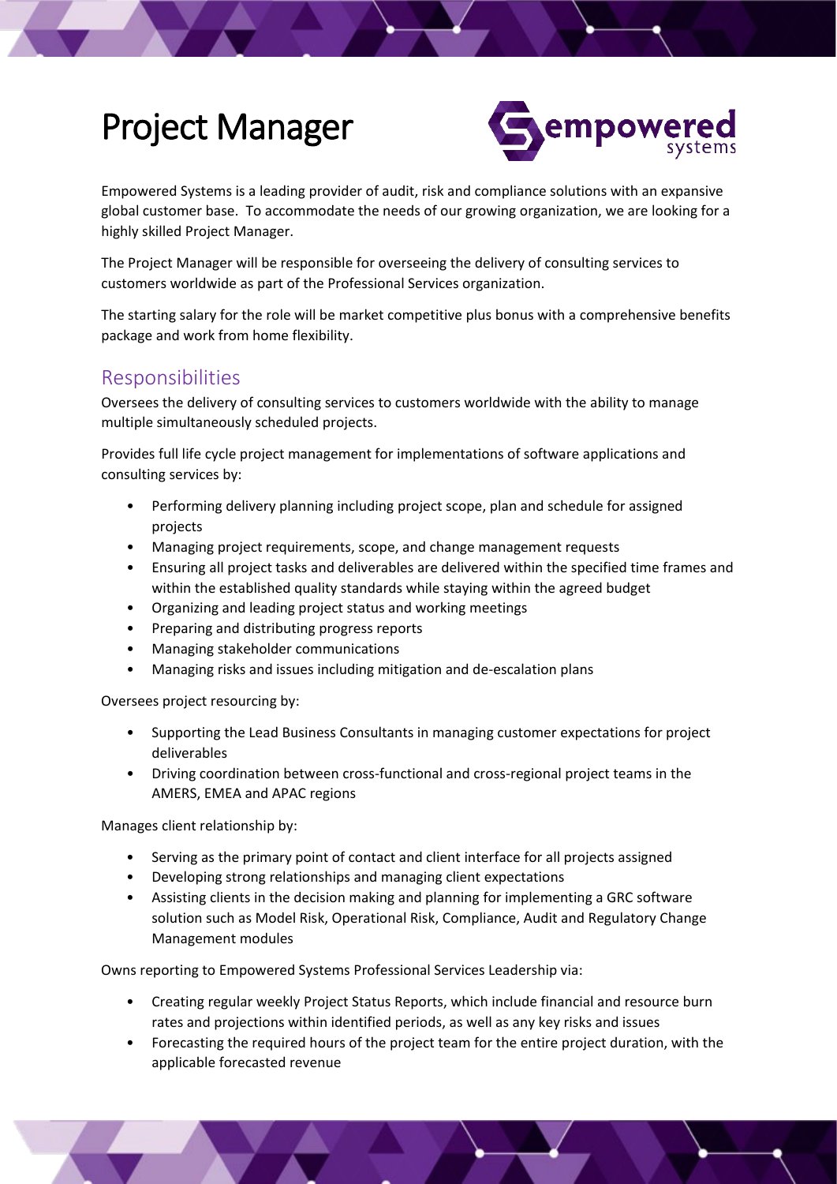# Project Manager

Empowered Systems is a leading provider of audit, risk and compliance solutions with an expansive global customer base. To accommodate the needs of our growing organization, we are looking for a highly skilled Project Manager.

The Project Manager will be responsible for overseeing the delivery of consulting services to customers worldwide as part of the Professional Services organization.

The starting salary for the role will be market competitive plus bonus with a comprehensive benefits package and work from home flexibility.

## Responsibilities

Oversees the delivery of consulting services to customers worldwide with the ability to manage multiple simultaneously scheduled projects.

Provides full life cycle project management for implementations of software applications and consulting services by:

- Performing delivery planning including project scope, plan and schedule for assigned projects
- Managing project requirements, scope, and change management requests
- Ensuring all project tasks and deliverables are delivered within the specified time frames and within the established quality standards while staying within the agreed budget
- Organizing and leading project status and working meetings
- Preparing and distributing progress reports
- Managing stakeholder communications
- Managing risks and issues including mitigation and de-escalation plans

Oversees project resourcing by:

- Supporting the Lead Business Consultants in managing customer expectations for project deliverables
- Driving coordination between cross-functional and cross-regional project teams in the AMERS, EMEA and APAC regions

Manages client relationship by:

- Serving as the primary point of contact and client interface for all projects assigned
- Developing strong relationships and managing client expectations
- Assisting clients in the decision making and planning for implementing a GRC software solution such as Model Risk, Operational Risk, Compliance, Audit and Regulatory Change Management modules

Owns reporting to Empowered Systems Professional Services Leadership via:

- Creating regular weekly Project Status Reports, which include financial and resource burn rates and projections within identified periods, as well as any key risks and issues
- Forecasting the required hours of the project team for the entire project duration, with the applicable forecasted revenue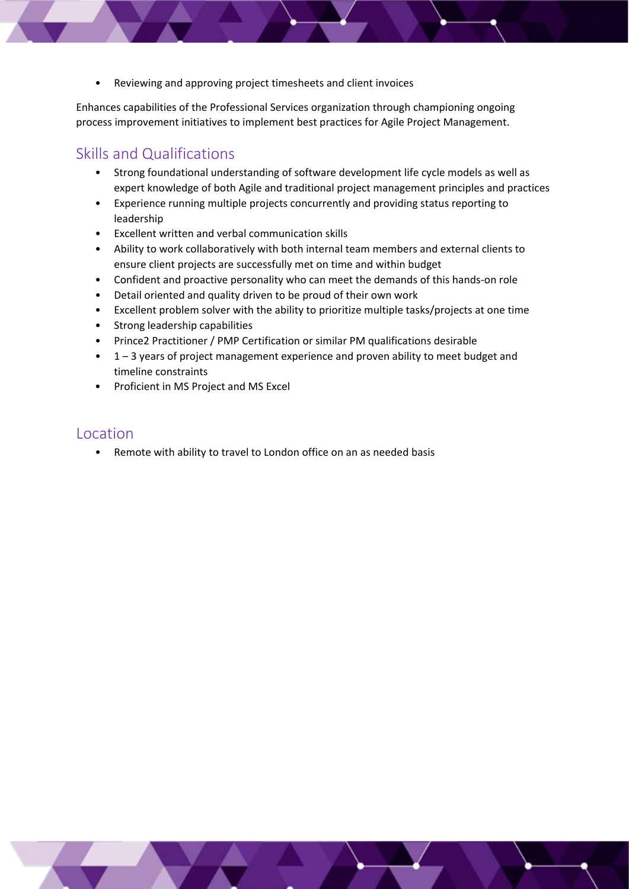- Reviewing and approving project timesheets and client invoices

Enhances capabilities of the Professional Services organization through championing ongoing process improvement initiatives to implement best practices for Agile Project Management.

## Skills and Qualifications

- Strong foundational understanding of software development life cycle models as well as expert knowledge of both Agile and traditional project management principles and practices
- Experience running multiple projects concurrently and providing status reporting to leadership
- Excellent written and verbal communication skills
- Ability to work collaboratively with both internal team members and external clients to ensure client projects are successfully met on time and within budget
- Confident and proactive personality who can meet the demands of this hands-on role
- Detail oriented and quality driven to be proud of their own work
- Excellent problem solver with the ability to prioritize multiple tasks/projects at one time
- Strong leadership capabilities
- Prince2 Practitioner / PMP Certification or similar PM qualifications desirable
- 1 – 3 years of project management experience and proven ability to meet budget and timeline constraints
- Proficient in MS Project and MS Excel

## Location

- Remote with ability to travel to London office on an as needed basis